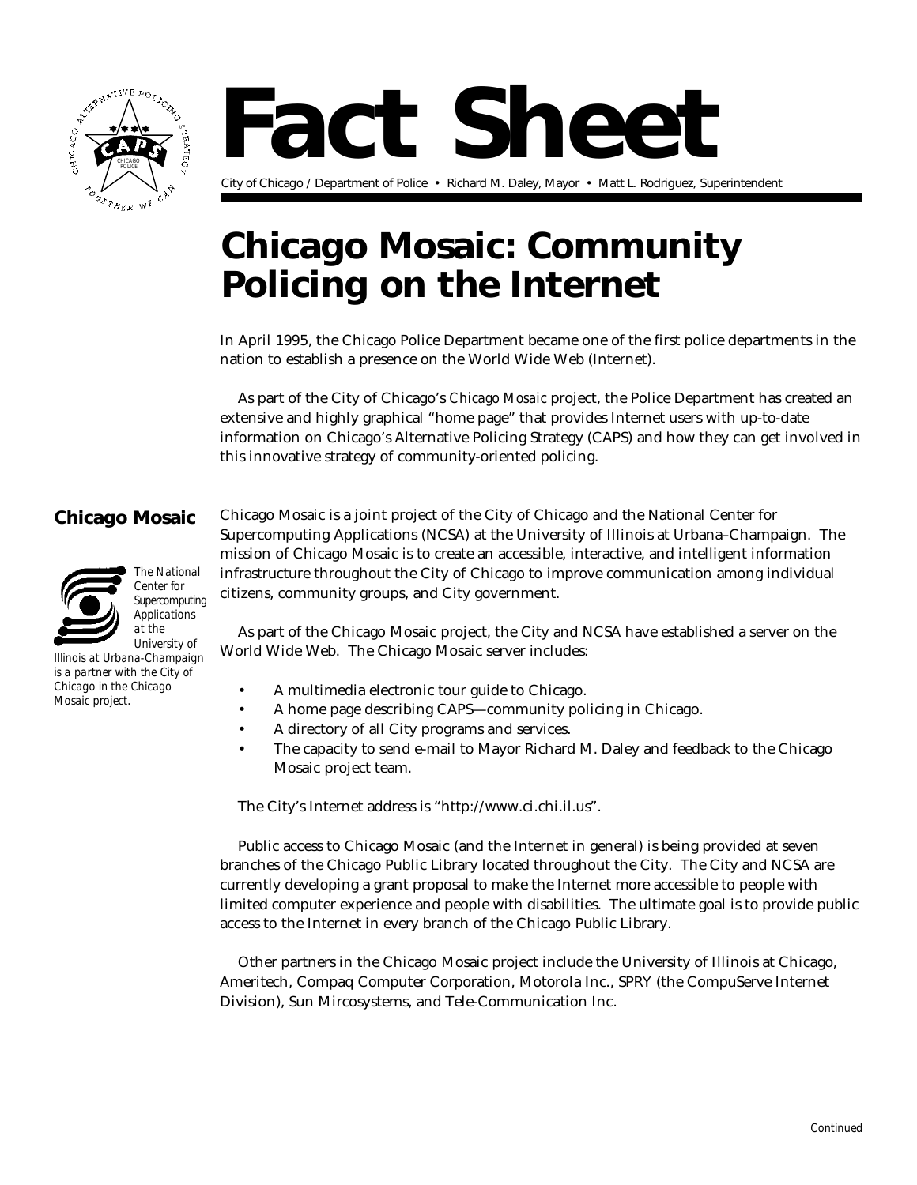# Fact Sheet

City of Chicago / Department of Police • Richard M. Daley, Mayor • Matt L. Rodriguez, Superintendent

## Chicago Mosaic: Community Policing on the Internet

In April 1995, the Chicago Police Department became one of the first police departments in the nation to establish a presence on the World Wide Web (Internet).

As part of the City of Chicago's *Chicago Mosaic* project, the Police Department has created an extensive and highly graphical "home page" that provides Internet users with up-to-date information on Chicago's Alternative Policing Strategy (CAPS) and how they can get involved in this innovative strategy of community-oriented policing.

### Chicago Mosaic

*The National Center for Supercomputing Applications at the University of Illinois at Urbana-Champaign is a partner with the City of Chicago in the Chicago Mosaic project.*

Chicago Mosaic is a joint project of the City of Chicago and the National Center for Supercomputing Applications (NCSA) at the University of Illinois at Urbana–Champaign. The mission of Chicago Mosaic is to create an accessible, interactive, and intelligent information infrastructure throughout the City of Chicago to improve communication among individual citizens, community groups, and City government.

As part of the Chicago Mosaic project, the City and NCSA have established a server on the World Wide Web. The Chicago Mosaic server includes:

- A multimedia electronic tour guide to Chicago.
- A home page describing CAPS—community policing in Chicago.
- A directory of all City programs and services.
- The capacity to send e-mail to Mayor Richard M. Daley and feedback to the Chicago Mosaic project team.

The City's Internet address is "http://www.ci.chi.il.us".

Public access to Chicago Mosaic (and the Internet in general) is being provided at seven branches of the Chicago Public Library located throughout the City. The City and NCSA are currently developing a grant proposal to make the Internet more accessible to people with limited computer experience and people with disabilities. The ultimate goal is to provide public access to the Internet in every branch of the Chicago Public Library.

Other partners in the Chicago Mosaic project include the University of Illinois at Chicago, Ameritech, Compaq Computer Corporation, Motorola Inc., SPRY (the CompuServe Internet Division), Sun Mircosystems, and Tele-Communication Inc.

*Continued*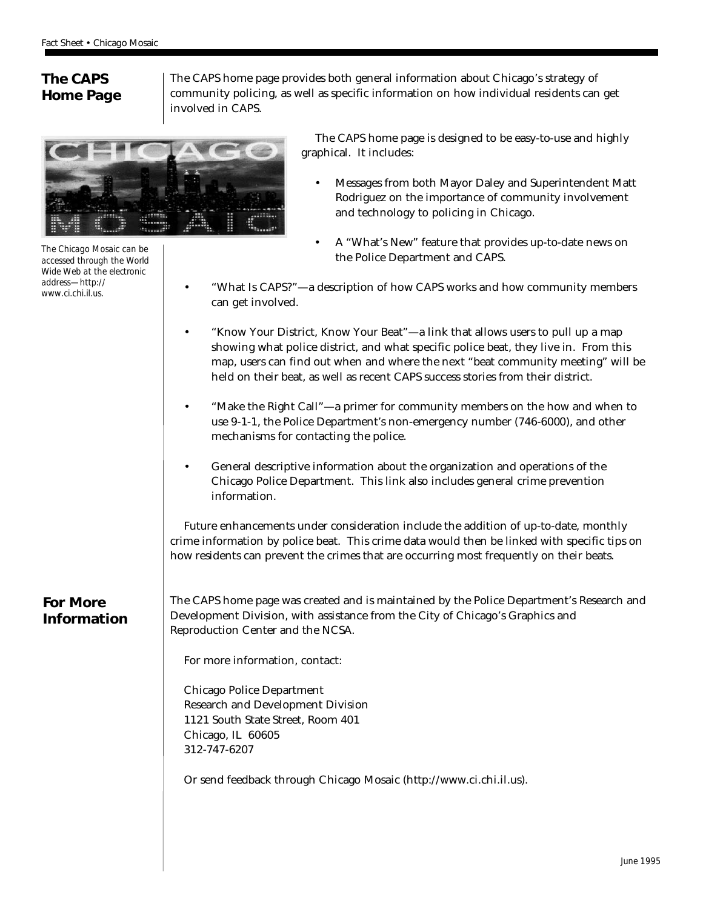## The CAPS Home Page

The CAPS home page provides both general information about Chicago's strategy of community policing, as well as specific information on how individual residents can get involved in CAPS.

*The Chicago Mosaic can be accessed through the World Wide Web at the electronic address—http://www.ci.chi.il.us.*

The CAPS home page is designed to be easy-to-use and highly graphical. It includes:

- Messages from both Mayor Daley and Superintendent Matt Rodriguez on the importance of community involvement and technology to policing in Chicago.
- A "What's New" feature that provides up-to-date news on the Police Department and CAPS.
- "What Is CAPS?"—a description of how CAPS works and how community members can get involved.
- "Know Your District, Know Your Beat"—a link that allows users to pull up a map showing what police district, and what specific police beat, they live in. From this map, users can find out when and where the next "beat community meeting" will be held on their beat, as well as recent CAPS success stories from their district.
- "Make the Right Call"—a primer for community members on the how and when to use 9-1-1, the Police Department's non-emergency number (746-6000), and other mechanisms for contacting the police.
- General descriptive information about the organization and operations of the Chicago Police Department. This link also includes general crime prevention information.

Future enhancements under consideration include the addition of up-to-date, monthly crime information by police beat. This crime data would then be linked with specific tips on how residents can prevent the crimes that are occurring most frequently on their beats.

## For More Information

The CAPS home page was created and is maintained by the Police Department's Research and Development Division, with assistance from the City of Chicago's Graphics and Reproduction Center and the NCSA.

For more information, contact:

Chicago Police Department
Research and Development Division
1121 South State Street, Room 401
Chicago, IL 60605
312-747-6207

Or send feedback through Chicago Mosaic (http://www.ci.chi.il.us).

June 1995